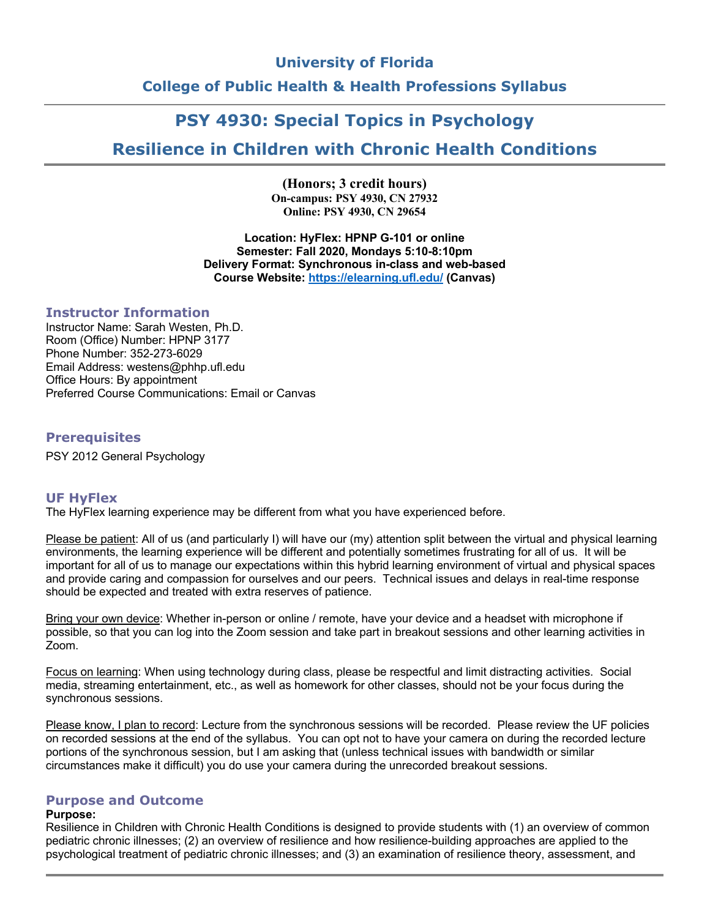# University of Florida

## College of Public Health & Health Professions Syllabus

# PSY 4930: Special Topics in Psychology

# Resilience in Children with Chronic Health Conditions

**(Honors; 3 credit hours)**
**On-campus: PSY 4930, CN 27932**
**Online: PSY 4930, CN 29654**

**Location: HyFlex: HPNP G-101 or online**
**Semester: Fall 2020, Mondays 5:10-8:10pm**
**Delivery Format: Synchronous in-class and web-based**
**Course Website: https://elearning.ufl.edu/ (Canvas)**

### Instructor Information

Instructor Name: Sarah Westen, Ph.D.
Room (Office) Number: HPNP 3177
Phone Number: 352-273-6029
Email Address: westens@phhp.ufl.edu
Office Hours: By appointment
Preferred Course Communications: Email or Canvas

### Prerequisites

PSY 2012 General Psychology

### UF HyFlex

The HyFlex learning experience may be different from what you have experienced before.

Please be patient: All of us (and particularly I) will have our (my) attention split between the virtual and physical learning environments, the learning experience will be different and potentially sometimes frustrating for all of us. It will be important for all of us to manage our expectations within this hybrid learning environment of virtual and physical spaces and provide caring and compassion for ourselves and our peers. Technical issues and delays in real-time response should be expected and treated with extra reserves of patience.

Bring your own device: Whether in-person or online / remote, have your device and a headset with microphone if possible, so that you can log into the Zoom session and take part in breakout sessions and other learning activities in Zoom.

Focus on learning: When using technology during class, please be respectful and limit distracting activities. Social media, streaming entertainment, etc., as well as homework for other classes, should not be your focus during the synchronous sessions.

Please know, I plan to record: Lecture from the synchronous sessions will be recorded. Please review the UF policies on recorded sessions at the end of the syllabus. You can opt not to have your camera on during the recorded lecture portions of the synchronous session, but I am asking that (unless technical issues with bandwidth or similar circumstances make it difficult) you do use your camera during the unrecorded breakout sessions.

### Purpose and Outcome

**Purpose:**
Resilience in Children with Chronic Health Conditions is designed to provide students with (1) an overview of common pediatric chronic illnesses; (2) an overview of resilience and how resilience-building approaches are applied to the psychological treatment of pediatric chronic illnesses; and (3) an examination of resilience theory, assessment, and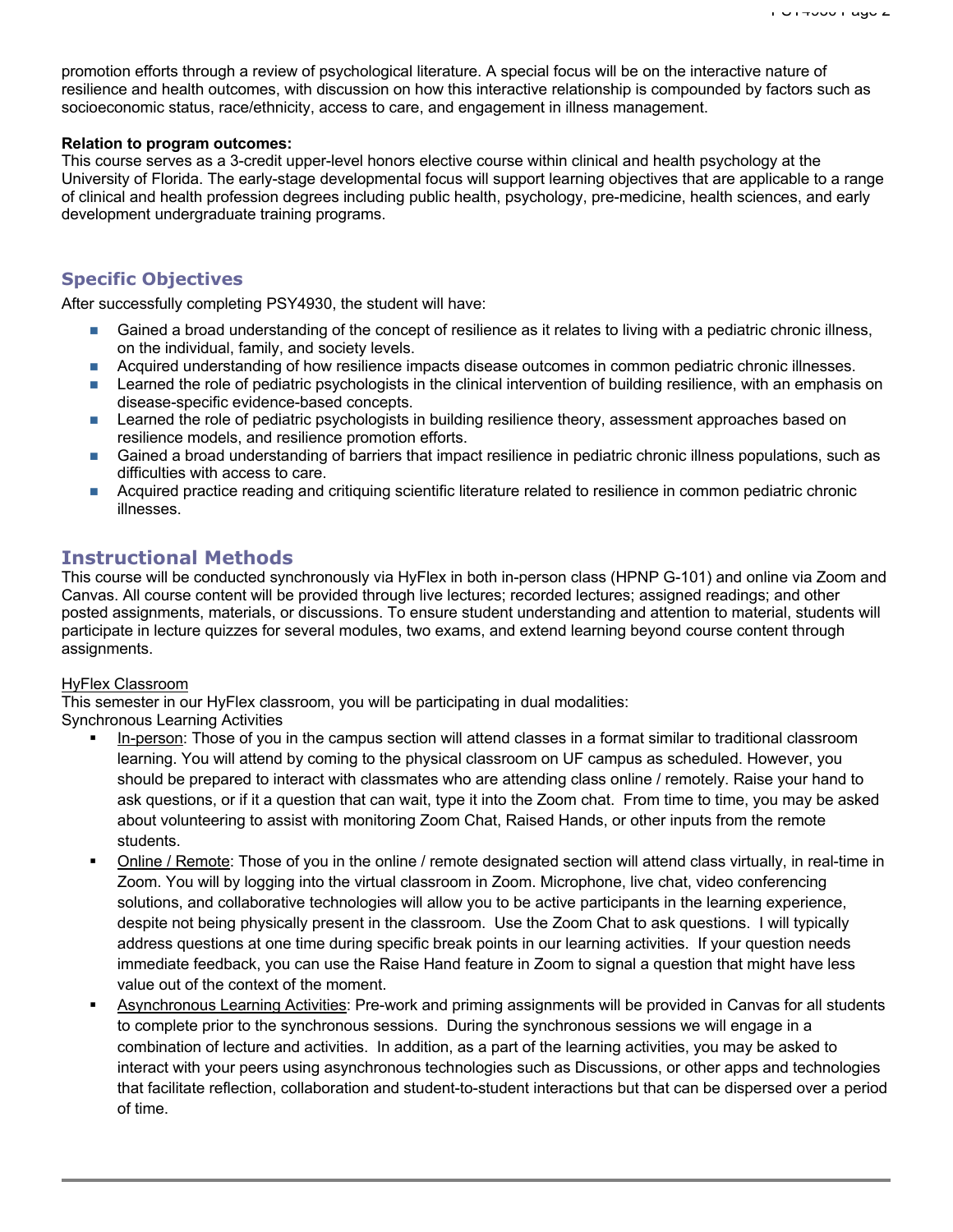promotion efforts through a review of psychological literature. A special focus will be on the interactive nature of resilience and health outcomes, with discussion on how this interactive relationship is compounded by factors such as socioeconomic status, race/ethnicity, access to care, and engagement in illness management.

**Relation to program outcomes:**
This course serves as a 3-credit upper-level honors elective course within clinical and health psychology at the University of Florida. The early-stage developmental focus will support learning objectives that are applicable to a range of clinical and health profession degrees including public health, psychology, pre-medicine, health sciences, and early development undergraduate training programs.

## Specific Objectives

After successfully completing PSY4930, the student will have:

- Gained a broad understanding of the concept of resilience as it relates to living with a pediatric chronic illness, on the individual, family, and society levels.
- Acquired understanding of how resilience impacts disease outcomes in common pediatric chronic illnesses.
- Learned the role of pediatric psychologists in the clinical intervention of building resilience, with an emphasis on disease-specific evidence-based concepts.
- Learned the role of pediatric psychologists in building resilience theory, assessment approaches based on resilience models, and resilience promotion efforts.
- Gained a broad understanding of barriers that impact resilience in pediatric chronic illness populations, such as difficulties with access to care.
- Acquired practice reading and critiquing scientific literature related to resilience in common pediatric chronic illnesses.

## Instructional Methods

This course will be conducted synchronously via HyFlex in both in-person class (HPNP G-101) and online via Zoom and Canvas. All course content will be provided through live lectures; recorded lectures; assigned readings; and other posted assignments, materials, or discussions. To ensure student understanding and attention to material, students will participate in lecture quizzes for several modules, two exams, and extend learning beyond course content through assignments.

HyFlex Classroom
This semester in our HyFlex classroom, you will be participating in dual modalities:
Synchronous Learning Activities

- In-person: Those of you in the campus section will attend classes in a format similar to traditional classroom learning. You will attend by coming to the physical classroom on UF campus as scheduled. However, you should be prepared to interact with classmates who are attending class online / remotely. Raise your hand to ask questions, or if it a question that can wait, type it into the Zoom chat. From time to time, you may be asked about volunteering to assist with monitoring Zoom Chat, Raised Hands, or other inputs from the remote students.
- Online / Remote: Those of you in the online / remote designated section will attend class virtually, in real-time in Zoom. You will by logging into the virtual classroom in Zoom. Microphone, live chat, video conferencing solutions, and collaborative technologies will allow you to be active participants in the learning experience, despite not being physically present in the classroom. Use the Zoom Chat to ask questions. I will typically address questions at one time during specific break points in our learning activities. If your question needs immediate feedback, you can use the Raise Hand feature in Zoom to signal a question that might have less value out of the context of the moment.
- Asynchronous Learning Activities: Pre-work and priming assignments will be provided in Canvas for all students to complete prior to the synchronous sessions. During the synchronous sessions we will engage in a combination of lecture and activities. In addition, as a part of the learning activities, you may be asked to interact with your peers using asynchronous technologies such as Discussions, or other apps and technologies that facilitate reflection, collaboration and student-to-student interactions but that can be dispersed over a period of time.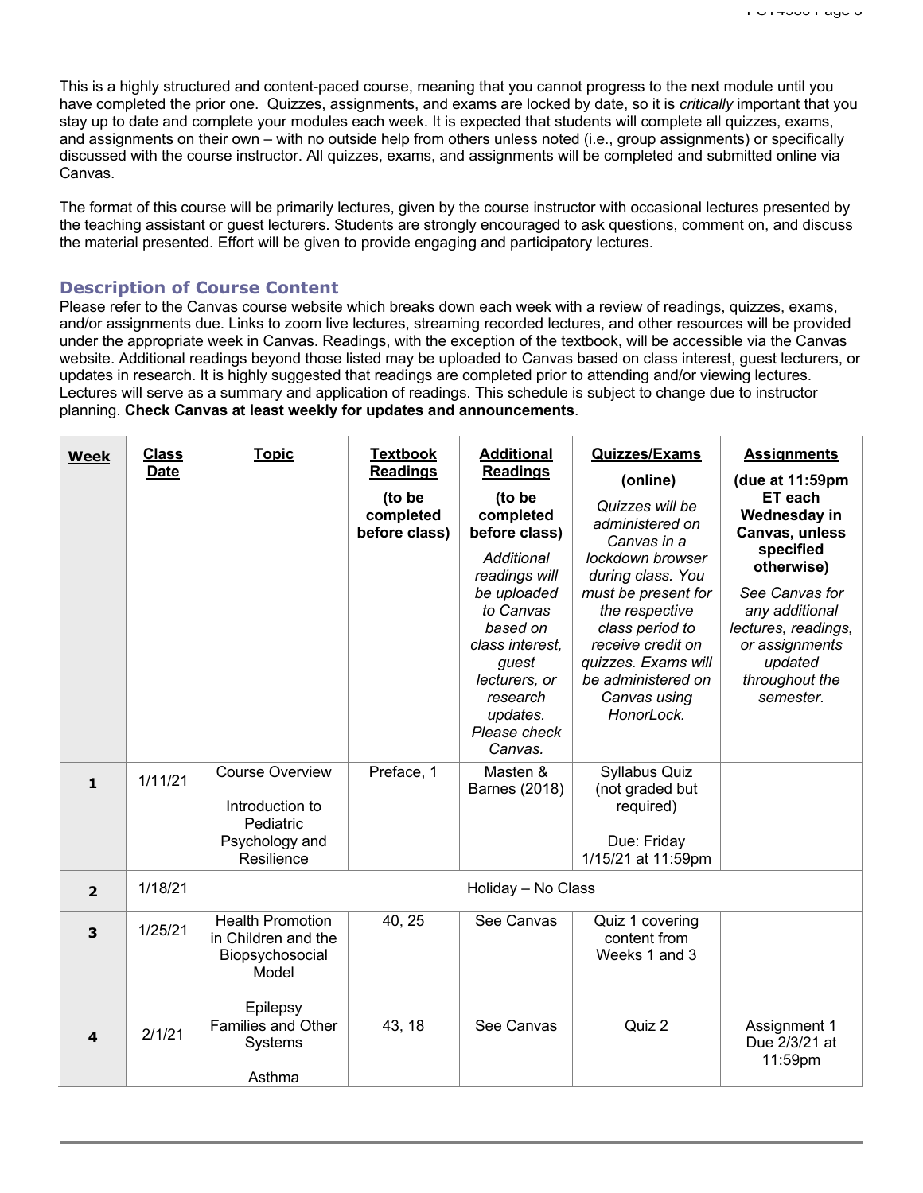This is a highly structured and content-paced course, meaning that you cannot progress to the next module until you have completed the prior one. Quizzes, assignments, and exams are locked by date, so it is *critically* important that you stay up to date and complete your modules each week. It is expected that students will complete all quizzes, exams, and assignments on their own – with no outside help from others unless noted (i.e., group assignments) or specifically discussed with the course instructor. All quizzes, exams, and assignments will be completed and submitted online via Canvas.

The format of this course will be primarily lectures, given by the course instructor with occasional lectures presented by the teaching assistant or guest lecturers. Students are strongly encouraged to ask questions, comment on, and discuss the material presented. Effort will be given to provide engaging and participatory lectures.

### Description of Course Content

Please refer to the Canvas course website which breaks down each week with a review of readings, quizzes, exams, and/or assignments due. Links to zoom live lectures, streaming recorded lectures, and other resources will be provided under the appropriate week in Canvas. Readings, with the exception of the textbook, will be accessible via the Canvas website. Additional readings beyond those listed may be uploaded to Canvas based on class interest, guest lecturers, or updates in research. It is highly suggested that readings are completed prior to attending and/or viewing lectures. Lectures will serve as a summary and application of readings. This schedule is subject to change due to instructor planning. **Check Canvas at least weekly for updates and announcements**.

| **Week** | **Class Date** | **Topic** | **Textbook Readings** **(to be completed before class)** | **Additional Readings** **(to be completed before class)** *Additional readings will be uploaded to Canvas based on class interest, guest lecturers, or research updates. Please check Canvas.* | **Quizzes/Exams** **(online)** *Quizzes will be administered on Canvas in a lockdown browser during class. You must be present for the respective class period to receive credit on quizzes. Exams will be administered on Canvas using HonorLock.* | **Assignments** **(due at 11:59pm ET each Wednesday in Canvas, unless specified otherwise)** *See Canvas for any additional lectures, readings, or assignments updated throughout the semester.* |
|---|---|---|---|---|---|---|
| **1** | 1/11/21 | Course Overview<br><br>Introduction to Pediatric Psychology and Resilience | Preface, 1 | Masten & Barnes (2018) | Syllabus Quiz (not graded but required)<br><br>Due: Friday 1/15/21 at 11:59pm | |
| **2** | 1/18/21 | Holiday – No Class | | | | |
| **3** | 1/25/21 | Health Promotion in Children and the Biopsychosocial Model<br><br>Epilepsy | 40, 25 | See Canvas | Quiz 1 covering content from Weeks 1 and 3 | |
| **4** | 2/1/21 | Families and Other Systems<br><br>Asthma | 43, 18 | See Canvas | Quiz 2 | Assignment 1 Due 2/3/21 at 11:59pm |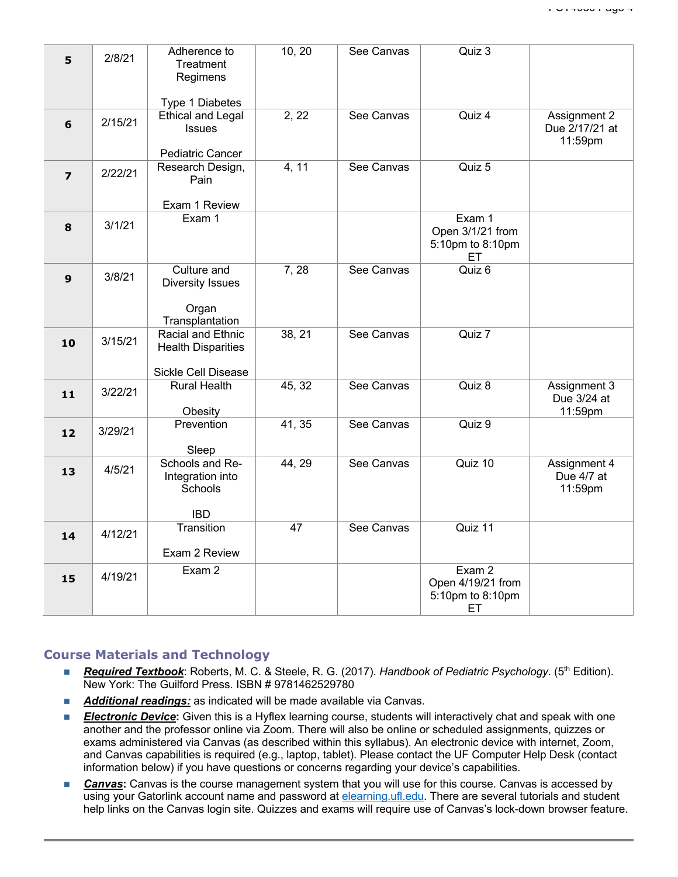| 5 | 2/8/21 | Adherence to Treatment Regimens<br><br>Type 1 Diabetes | 10, 20 | See Canvas | Quiz 3 | |
|---|---|---|---|---|---|---|
| 6 | 2/15/21 | Ethical and Legal Issues<br><br>Pediatric Cancer | 2, 22 | See Canvas | Quiz 4 | Assignment 2 Due 2/17/21 at 11:59pm |
| 7 | 2/22/21 | Research Design, Pain<br><br>Exam 1 Review | 4, 11 | See Canvas | Quiz 5 | |
| 8 | 3/1/21 | Exam 1 | | | Exam 1 Open 3/1/21 from 5:10pm to 8:10pm ET | |
| 9 | 3/8/21 | Culture and Diversity Issues<br><br>Organ Transplantation | 7, 28 | See Canvas | Quiz 6 | |
| 10 | 3/15/21 | Racial and Ethnic Health Disparities<br><br>Sickle Cell Disease | 38, 21 | See Canvas | Quiz 7 | |
| 11 | 3/22/21 | Rural Health<br><br>Obesity | 45, 32 | See Canvas | Quiz 8 | Assignment 3 Due 3/24 at 11:59pm |
| 12 | 3/29/21 | Prevention<br><br>Sleep | 41, 35 | See Canvas | Quiz 9 | |
| 13 | 4/5/21 | Schools and Re-Integration into Schools<br><br>IBD | 44, 29 | See Canvas | Quiz 10 | Assignment 4 Due 4/7 at 11:59pm |
| 14 | 4/12/21 | Transition<br><br>Exam 2 Review | 47 | See Canvas | Quiz 11 | |
| 15 | 4/19/21 | Exam 2 | | | Exam 2 Open 4/19/21 from 5:10pm to 8:10pm ET | |

## Course Materials and Technology

- ***Required Textbook***: Roberts, M. C. & Steele, R. G. (2017). *Handbook of Pediatric Psychology*. (5th Edition). New York: The Guilford Press. ISBN # 9781462529780
- ***Additional readings:*** as indicated will be made available via Canvas.
- ***Electronic Device***: Given this is a Hyflex learning course, students will interactively chat and speak with one another and the professor online via Zoom. There will also be online or scheduled assignments, quizzes or exams administered via Canvas (as described within this syllabus). An electronic device with internet, Zoom, and Canvas capabilities is required (e.g., laptop, tablet). Please contact the UF Computer Help Desk (contact information below) if you have questions or concerns regarding your device's capabilities.
- ***Canvas***: Canvas is the course management system that you will use for this course. Canvas is accessed by using your Gatorlink account name and password at elearning.ufl.edu. There are several tutorials and student help links on the Canvas login site. Quizzes and exams will require use of Canvas's lock-down browser feature.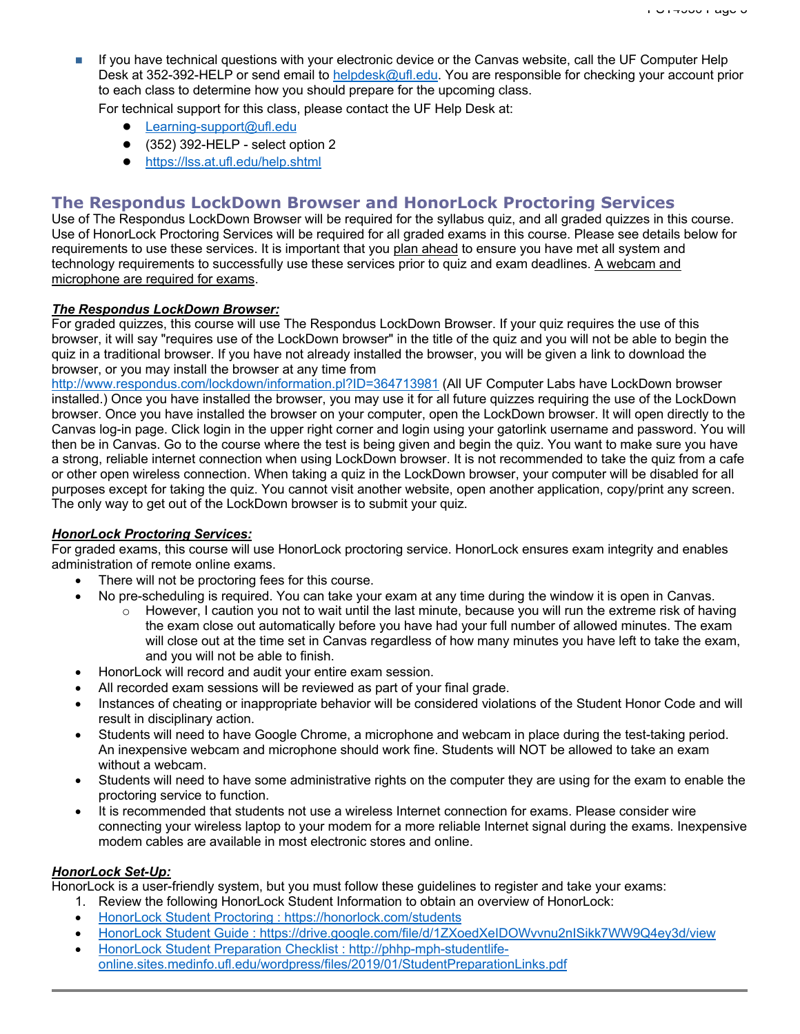- If you have technical questions with your electronic device or the Canvas website, call the UF Computer Help Desk at 352-392-HELP or send email to [helpdesk@ufl.edu](mailto:helpdesk@ufl.edu). You are responsible for checking your account prior to each class to determine how you should prepare for the upcoming class.

  For technical support for this class, please contact the UF Help Desk at:

  - [Learning-support@ufl.edu](mailto:Learning-support@ufl.edu)
  - (352) 392-HELP - select option 2
  - [https://lss.at.ufl.edu/help.shtml](https://lss.at.ufl.edu/help.shtml)

## The Respondus LockDown Browser and HonorLock Proctoring Services

Use of The Respondus LockDown Browser will be required for the syllabus quiz, and all graded quizzes in this course. Use of HonorLock Proctoring Services will be required for all graded exams in this course. Please see details below for requirements to use these services. It is important that you plan ahead to ensure you have met all system and technology requirements to successfully use these services prior to quiz and exam deadlines. A webcam and microphone are required for exams.

***The Respondus LockDown Browser:***

For graded quizzes, this course will use The Respondus LockDown Browser. If your quiz requires the use of this browser, it will say "requires use of the LockDown browser" in the title of the quiz and you will not be able to begin the quiz in a traditional browser. If you have not already installed the browser, you will be given a link to download the browser, or you may install the browser at any time from [http://www.respondus.com/lockdown/information.pl?ID=364713981](http://www.respondus.com/lockdown/information.pl?ID=364713981) (All UF Computer Labs have LockDown browser installed.) Once you have installed the browser, you may use it for all future quizzes requiring the use of the LockDown browser. Once you have installed the browser on your computer, open the LockDown browser. It will open directly to the Canvas log-in page. Click login in the upper right corner and login using your gatorlink username and password. You will then be in Canvas. Go to the course where the test is being given and begin the quiz. You want to make sure you have a strong, reliable internet connection when using LockDown browser. It is not recommended to take the quiz from a cafe or other open wireless connection. When taking a quiz in the LockDown browser, your computer will be disabled for all purposes except for taking the quiz. You cannot visit another website, open another application, copy/print any screen. The only way to get out of the LockDown browser is to submit your quiz.

***HonorLock Proctoring Services:***

For graded exams, this course will use HonorLock proctoring service. HonorLock ensures exam integrity and enables administration of remote online exams.

- There will not be proctoring fees for this course.
- No pre-scheduling is required. You can take your exam at any time during the window it is open in Canvas.
  - However, I caution you not to wait until the last minute, because you will run the extreme risk of having the exam close out automatically before you have had your full number of allowed minutes. The exam will close out at the time set in Canvas regardless of how many minutes you have left to take the exam, and you will not be able to finish.
- HonorLock will record and audit your entire exam session.
- All recorded exam sessions will be reviewed as part of your final grade.
- Instances of cheating or inappropriate behavior will be considered violations of the Student Honor Code and will result in disciplinary action.
- Students will need to have Google Chrome, a microphone and webcam in place during the test-taking period. An inexpensive webcam and microphone should work fine. Students will NOT be allowed to take an exam without a webcam.
- Students will need to have some administrative rights on the computer they are using for the exam to enable the proctoring service to function.
- It is recommended that students not use a wireless Internet connection for exams. Please consider wire connecting your wireless laptop to your modem for a more reliable Internet signal during the exams. Inexpensive modem cables are available in most electronic stores and online.

***HonorLock Set-Up:***

HonorLock is a user-friendly system, but you must follow these guidelines to register and take your exams:

1. Review the following HonorLock Student Information to obtain an overview of HonorLock:

- [HonorLock Student Proctoring : https://honorlock.com/students](https://honorlock.com/students)
- [HonorLock Student Guide : https://drive.google.com/file/d/1ZXoedXeIDOWvvnu2nISikk7WW9Q4ey3d/view](https://drive.google.com/file/d/1ZXoedXeIDOWvvnu2nISikk7WW9Q4ey3d/view)
- [HonorLock Student Preparation Checklist : http://phhp-mph-studentlife-online.sites.medinfo.ufl.edu/wordpress/files/2019/01/StudentPreparationLinks.pdf](http://phhp-mph-studentlife-online.sites.medinfo.ufl.edu/wordpress/files/2019/01/StudentPreparationLinks.pdf)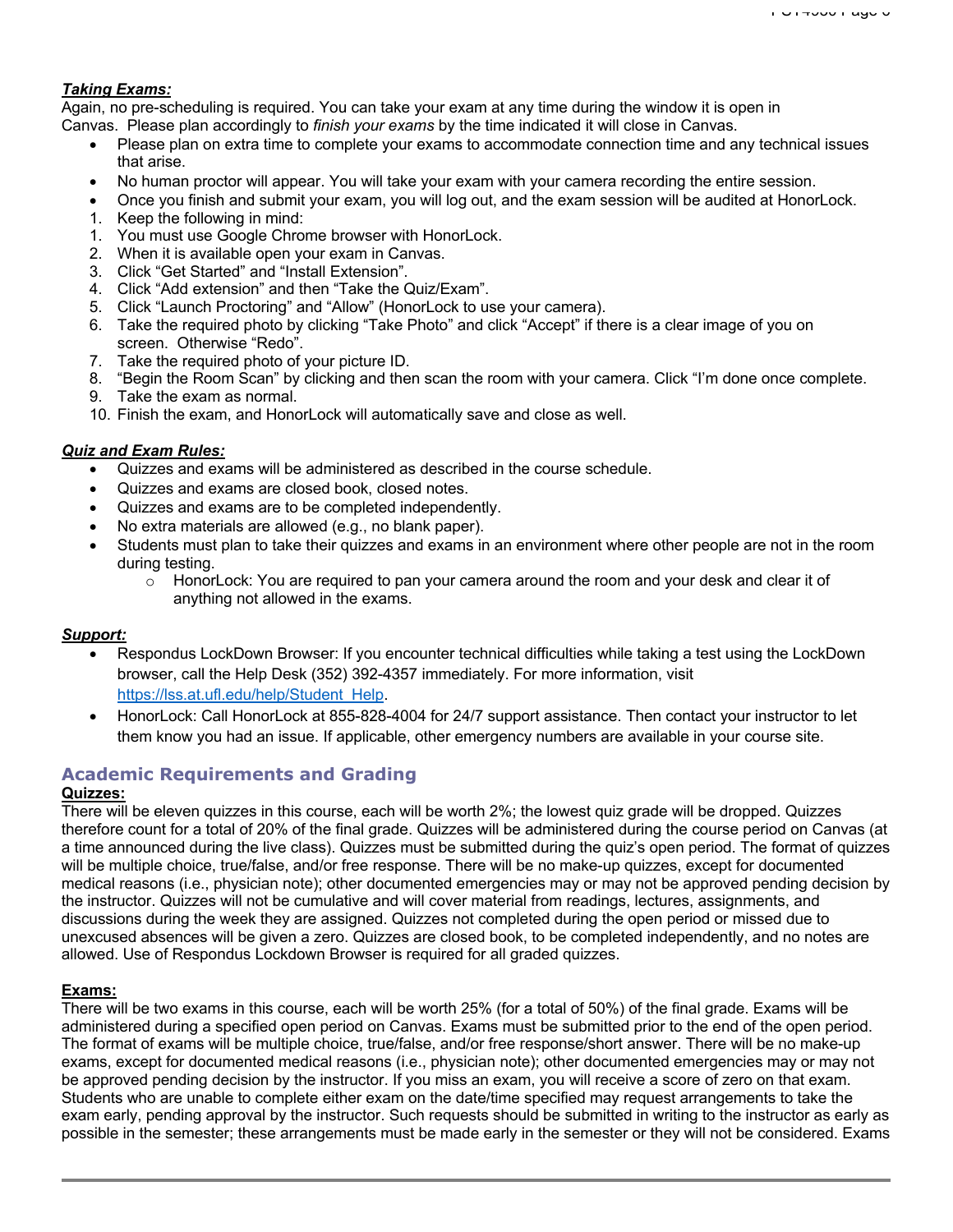***Taking Exams:***
Again, no pre-scheduling is required. You can take your exam at any time during the window it is open in Canvas. Please plan accordingly to *finish your exams* by the time indicated it will close in Canvas.

- Please plan on extra time to complete your exams to accommodate connection time and any technical issues that arise.
- No human proctor will appear. You will take your exam with your camera recording the entire session.
- Once you finish and submit your exam, you will log out, and the exam session will be audited at HonorLock.

1. Keep the following in mind:
1. You must use Google Chrome browser with HonorLock.
2. When it is available open your exam in Canvas.
3. Click "Get Started" and "Install Extension".
4. Click "Add extension" and then "Take the Quiz/Exam".
5. Click "Launch Proctoring" and "Allow" (HonorLock to use your camera).
6. Take the required photo by clicking "Take Photo" and click "Accept" if there is a clear image of you on screen. Otherwise "Redo".
7. Take the required photo of your picture ID.
8. "Begin the Room Scan" by clicking and then scan the room with your camera. Click "I'm done once complete.
9. Take the exam as normal.
10. Finish the exam, and HonorLock will automatically save and close as well.

***Quiz and Exam Rules:***

- Quizzes and exams will be administered as described in the course schedule.
- Quizzes and exams are closed book, closed notes.
- Quizzes and exams are to be completed independently.
- No extra materials are allowed (e.g., no blank paper).
- Students must plan to take their quizzes and exams in an environment where other people are not in the room during testing.
    - HonorLock: You are required to pan your camera around the room and your desk and clear it of anything not allowed in the exams.

***Support:***

- Respondus LockDown Browser: If you encounter technical difficulties while taking a test using the LockDown browser, call the Help Desk (352) 392-4357 immediately. For more information, visit [https://lss.at.ufl.edu/help/Student_Help](https://lss.at.ufl.edu/help/Student_Help).
- HonorLock: Call HonorLock at 855-828-4004 for 24/7 support assistance. Then contact your instructor to let them know you had an issue. If applicable, other emergency numbers are available in your course site.

## Academic Requirements and Grading

**Quizzes:**
There will be eleven quizzes in this course, each will be worth 2%; the lowest quiz grade will be dropped. Quizzes therefore count for a total of 20% of the final grade. Quizzes will be administered during the course period on Canvas (at a time announced during the live class). Quizzes must be submitted during the quiz's open period. The format of quizzes will be multiple choice, true/false, and/or free response. There will be no make-up quizzes, except for documented medical reasons (i.e., physician note); other documented emergencies may or may not be approved pending decision by the instructor. Quizzes will not be cumulative and will cover material from readings, lectures, assignments, and discussions during the week they are assigned. Quizzes not completed during the open period or missed due to unexcused absences will be given a zero. Quizzes are closed book, to be completed independently, and no notes are allowed. Use of Respondus Lockdown Browser is required for all graded quizzes.

**Exams:**
There will be two exams in this course, each will be worth 25% (for a total of 50%) of the final grade. Exams will be administered during a specified open period on Canvas. Exams must be submitted prior to the end of the open period. The format of exams will be multiple choice, true/false, and/or free response/short answer. There will be no make-up exams, except for documented medical reasons (i.e., physician note); other documented emergencies may or may not be approved pending decision by the instructor. If you miss an exam, you will receive a score of zero on that exam. Students who are unable to complete either exam on the date/time specified may request arrangements to take the exam early, pending approval by the instructor. Such requests should be submitted in writing to the instructor as early as possible in the semester; these arrangements must be made early in the semester or they will not be considered. Exams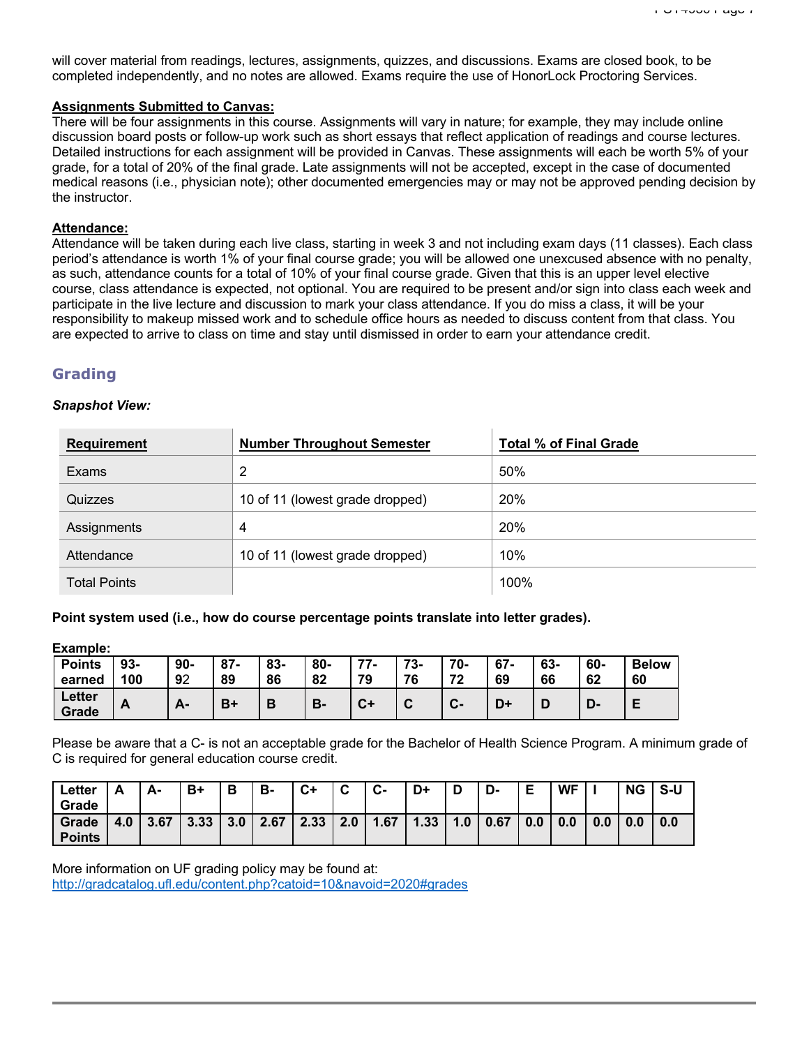will cover material from readings, lectures, assignments, quizzes, and discussions. Exams are closed book, to be completed independently, and no notes are allowed. Exams require the use of HonorLock Proctoring Services.

**Assignments Submitted to Canvas:**
There will be four assignments in this course. Assignments will vary in nature; for example, they may include online discussion board posts or follow-up work such as short essays that reflect application of readings and course lectures. Detailed instructions for each assignment will be provided in Canvas. These assignments will each be worth 5% of your grade, for a total of 20% of the final grade. Late assignments will not be accepted, except in the case of documented medical reasons (i.e., physician note); other documented emergencies may or may not be approved pending decision by the instructor.

**Attendance:**
Attendance will be taken during each live class, starting in week 3 and not including exam days (11 classes). Each class period's attendance is worth 1% of your final course grade; you will be allowed one unexcused absence with no penalty, as such, attendance counts for a total of 10% of your final course grade. Given that this is an upper level elective course, class attendance is expected, not optional. You are required to be present and/or sign into class each week and participate in the live lecture and discussion to mark your class attendance. If you do miss a class, it will be your responsibility to makeup missed work and to schedule office hours as needed to discuss content from that class. You are expected to arrive to class on time and stay until dismissed in order to earn your attendance credit.

## Grading

***Snapshot View:***

| Requirement | Number Throughout Semester | Total % of Final Grade |
|---|---|---|
| Exams | 2 | 50% |
| Quizzes | 10 of 11 (lowest grade dropped) | 20% |
| Assignments | 4 | 20% |
| Attendance | 10 of 11 (lowest grade dropped) | 10% |
| Total Points | | 100% |

**Point system used (i.e., how do course percentage points translate into letter grades).**

**Example:**

| Points earned | 93-100 | 90-92 | 87-89 | 83-86 | 80-82 | 77-79 | 73-76 | 70-72 | 67-69 | 63-66 | 60-62 | Below 60 |
|---|---|---|---|---|---|---|---|---|---|---|---|---|
| Letter Grade | A | A- | B+ | B | B- | C+ | C | C- | D+ | D | D- | E |

Please be aware that a C- is not an acceptable grade for the Bachelor of Health Science Program. A minimum grade of C is required for general education course credit.

| Letter Grade | A | A- | B+ | B | B- | C+ | C | C- | D+ | D | D- | E | WF | I | NG | S-U |
|---|---|---|---|---|---|---|---|---|---|---|---|---|---|---|---|---|
| Grade Points | 4.0 | 3.67 | 3.33 | 3.0 | 2.67 | 2.33 | 2.0 | 1.67 | 1.33 | 1.0 | 0.67 | 0.0 | 0.0 | 0.0 | 0.0 | 0.0 |

More information on UF grading policy may be found at:
http://gradcatalog.ufl.edu/content.php?catoid=10&navoid=2020#grades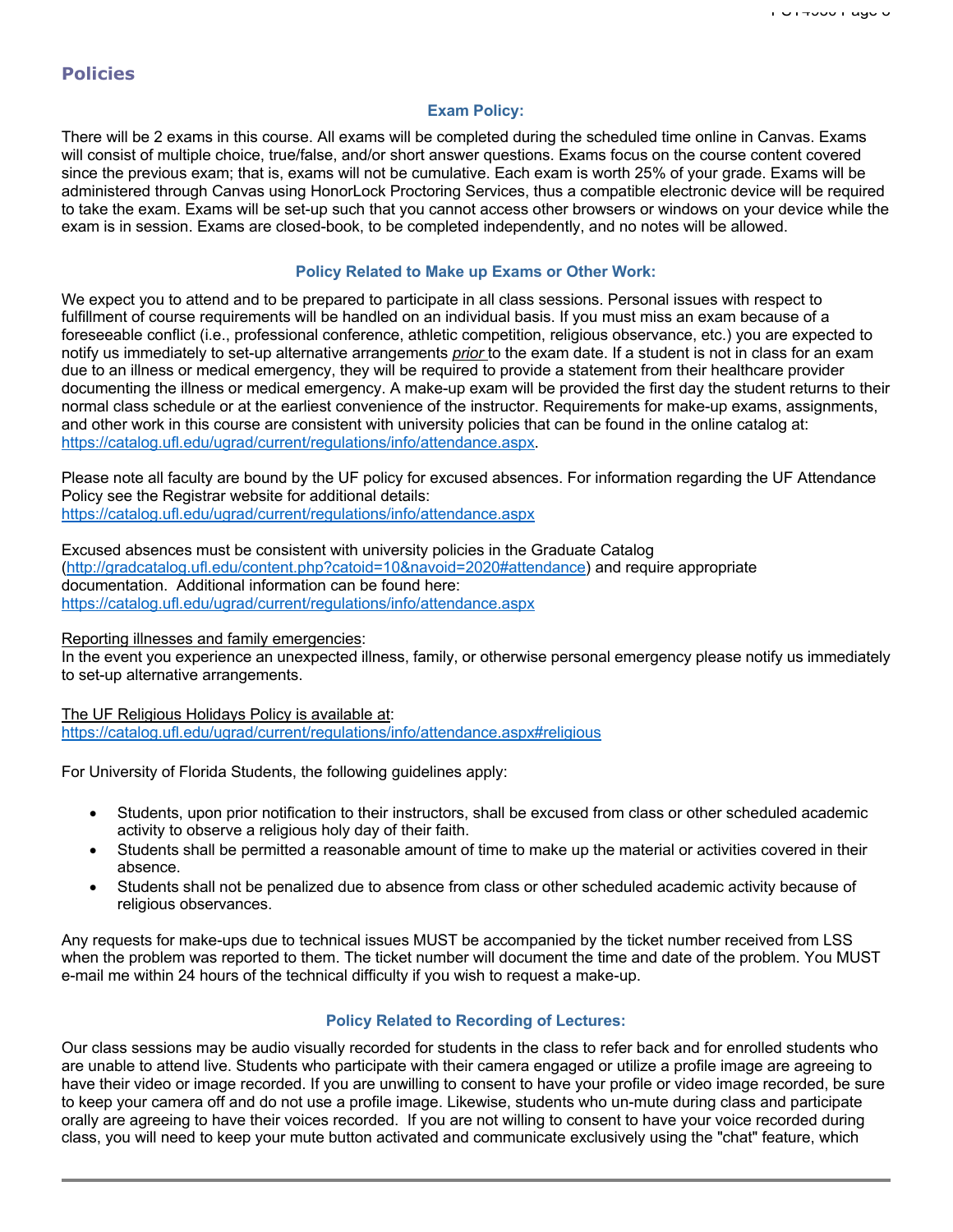## Policies

### Exam Policy:

There will be 2 exams in this course. All exams will be completed during the scheduled time online in Canvas. Exams will consist of multiple choice, true/false, and/or short answer questions. Exams focus on the course content covered since the previous exam; that is, exams will not be cumulative. Each exam is worth 25% of your grade. Exams will be administered through Canvas using HonorLock Proctoring Services, thus a compatible electronic device will be required to take the exam. Exams will be set-up such that you cannot access other browsers or windows on your device while the exam is in session. Exams are closed-book, to be completed independently, and no notes will be allowed.

### Policy Related to Make up Exams or Other Work:

We expect you to attend and to be prepared to participate in all class sessions. Personal issues with respect to fulfillment of course requirements will be handled on an individual basis. If you must miss an exam because of a foreseeable conflict (i.e., professional conference, athletic competition, religious observance, etc.) you are expected to notify us immediately to set-up alternative arrangements *prior* to the exam date. If a student is not in class for an exam due to an illness or medical emergency, they will be required to provide a statement from their healthcare provider documenting the illness or medical emergency. A make-up exam will be provided the first day the student returns to their normal class schedule or at the earliest convenience of the instructor. Requirements for make-up exams, assignments, and other work in this course are consistent with university policies that can be found in the online catalog at: https://catalog.ufl.edu/ugrad/current/regulations/info/attendance.aspx.

Please note all faculty are bound by the UF policy for excused absences. For information regarding the UF Attendance Policy see the Registrar website for additional details:
https://catalog.ufl.edu/ugrad/current/regulations/info/attendance.aspx

Excused absences must be consistent with university policies in the Graduate Catalog (http://gradcatalog.ufl.edu/content.php?catoid=10&navoid=2020#attendance) and require appropriate documentation. Additional information can be found here:
https://catalog.ufl.edu/ugrad/current/regulations/info/attendance.aspx

Reporting illnesses and family emergencies:
In the event you experience an unexpected illness, family, or otherwise personal emergency please notify us immediately to set-up alternative arrangements.

The UF Religious Holidays Policy is available at:
https://catalog.ufl.edu/ugrad/current/regulations/info/attendance.aspx#religious

For University of Florida Students, the following guidelines apply:

- Students, upon prior notification to their instructors, shall be excused from class or other scheduled academic activity to observe a religious holy day of their faith.
- Students shall be permitted a reasonable amount of time to make up the material or activities covered in their absence.
- Students shall not be penalized due to absence from class or other scheduled academic activity because of religious observances.

Any requests for make-ups due to technical issues MUST be accompanied by the ticket number received from LSS when the problem was reported to them. The ticket number will document the time and date of the problem. You MUST e-mail me within 24 hours of the technical difficulty if you wish to request a make-up.

### Policy Related to Recording of Lectures:

Our class sessions may be audio visually recorded for students in the class to refer back and for enrolled students who are unable to attend live. Students who participate with their camera engaged or utilize a profile image are agreeing to have their video or image recorded. If you are unwilling to consent to have your profile or video image recorded, be sure to keep your camera off and do not use a profile image. Likewise, students who un-mute during class and participate orally are agreeing to have their voices recorded. If you are not willing to consent to have your voice recorded during class, you will need to keep your mute button activated and communicate exclusively using the "chat" feature, which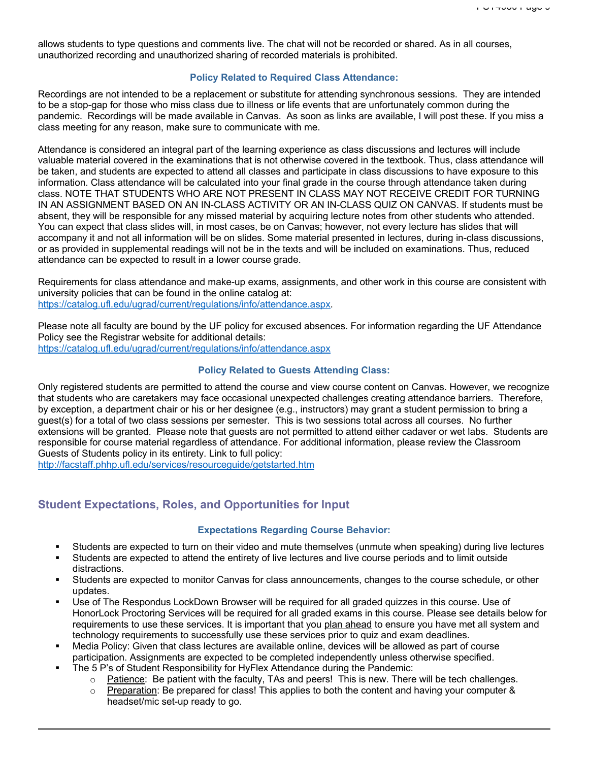allows students to type questions and comments live. The chat will not be recorded or shared. As in all courses, unauthorized recording and unauthorized sharing of recorded materials is prohibited.

### Policy Related to Required Class Attendance:

Recordings are not intended to be a replacement or substitute for attending synchronous sessions. They are intended to be a stop-gap for those who miss class due to illness or life events that are unfortunately common during the pandemic. Recordings will be made available in Canvas. As soon as links are available, I will post these. If you miss a class meeting for any reason, make sure to communicate with me.

Attendance is considered an integral part of the learning experience as class discussions and lectures will include valuable material covered in the examinations that is not otherwise covered in the textbook. Thus, class attendance will be taken, and students are expected to attend all classes and participate in class discussions to have exposure to this information. Class attendance will be calculated into your final grade in the course through attendance taken during class. NOTE THAT STUDENTS WHO ARE NOT PRESENT IN CLASS MAY NOT RECEIVE CREDIT FOR TURNING IN AN ASSIGNMENT BASED ON AN IN-CLASS ACTIVITY OR AN IN-CLASS QUIZ ON CANVAS. If students must be absent, they will be responsible for any missed material by acquiring lecture notes from other students who attended. You can expect that class slides will, in most cases, be on Canvas; however, not every lecture has slides that will accompany it and not all information will be on slides. Some material presented in lectures, during in-class discussions, or as provided in supplemental readings will not be in the texts and will be included on examinations. Thus, reduced attendance can be expected to result in a lower course grade.

Requirements for class attendance and make-up exams, assignments, and other work in this course are consistent with university policies that can be found in the online catalog at: https://catalog.ufl.edu/ugrad/current/regulations/info/attendance.aspx.

Please note all faculty are bound by the UF policy for excused absences. For information regarding the UF Attendance Policy see the Registrar website for additional details: https://catalog.ufl.edu/ugrad/current/regulations/info/attendance.aspx

### Policy Related to Guests Attending Class:

Only registered students are permitted to attend the course and view course content on Canvas. However, we recognize that students who are caretakers may face occasional unexpected challenges creating attendance barriers. Therefore, by exception, a department chair or his or her designee (e.g., instructors) may grant a student permission to bring a guest(s) for a total of two class sessions per semester. This is two sessions total across all courses. No further extensions will be granted. Please note that guests are not permitted to attend either cadaver or wet labs. Students are responsible for course material regardless of attendance. For additional information, please review the Classroom Guests of Students policy in its entirety. Link to full policy: http://facstaff.phhp.ufl.edu/services/resourceguide/getstarted.htm

## Student Expectations, Roles, and Opportunities for Input

### Expectations Regarding Course Behavior:

- Students are expected to turn on their video and mute themselves (unmute when speaking) during live lectures
- Students are expected to attend the entirety of live lectures and live course periods and to limit outside distractions.
- Students are expected to monitor Canvas for class announcements, changes to the course schedule, or other updates.
- Use of The Respondus LockDown Browser will be required for all graded quizzes in this course. Use of HonorLock Proctoring Services will be required for all graded exams in this course. Please see details below for requirements to use these services. It is important that you plan ahead to ensure you have met all system and technology requirements to successfully use these services prior to quiz and exam deadlines.
- Media Policy: Given that class lectures are available online, devices will be allowed as part of course participation. Assignments are expected to be completed independently unless otherwise specified.
- The 5 P's of Student Responsibility for HyFlex Attendance during the Pandemic:
  - Patience: Be patient with the faculty, TAs and peers! This is new. There will be tech challenges.
  - Preparation: Be prepared for class! This applies to both the content and having your computer & headset/mic set-up ready to go.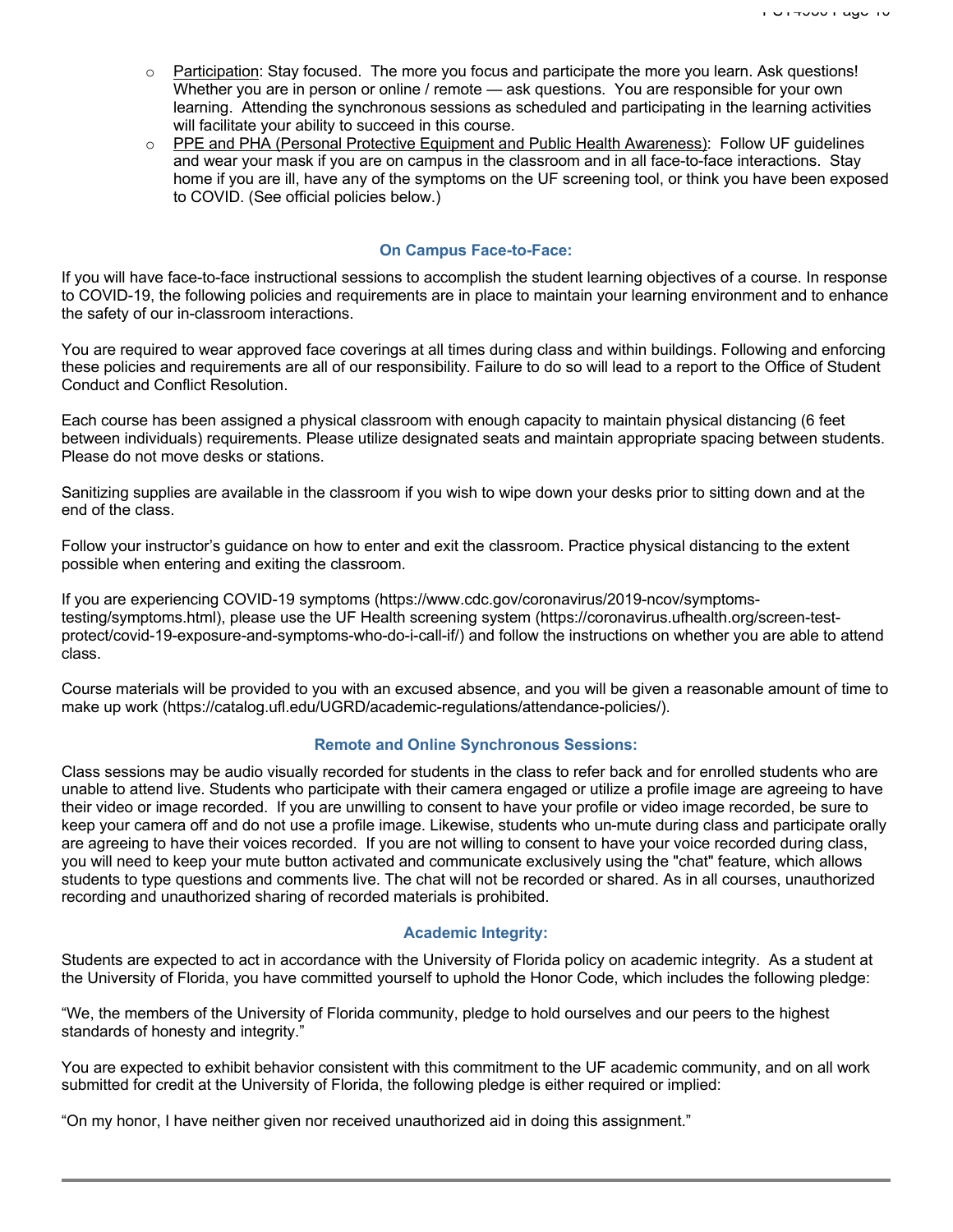- Participation: Stay focused. The more you focus and participate the more you learn. Ask questions! Whether you are in person or online / remote — ask questions. You are responsible for your own learning. Attending the synchronous sessions as scheduled and participating in the learning activities will facilitate your ability to succeed in this course.
- PPE and PHA (Personal Protective Equipment and Public Health Awareness): Follow UF guidelines and wear your mask if you are on campus in the classroom and in all face-to-face interactions. Stay home if you are ill, have any of the symptoms on the UF screening tool, or think you have been exposed to COVID. (See official policies below.)

### On Campus Face-to-Face:

If you will have face-to-face instructional sessions to accomplish the student learning objectives of a course. In response to COVID-19, the following policies and requirements are in place to maintain your learning environment and to enhance the safety of our in-classroom interactions.

You are required to wear approved face coverings at all times during class and within buildings. Following and enforcing these policies and requirements are all of our responsibility. Failure to do so will lead to a report to the Office of Student Conduct and Conflict Resolution.

Each course has been assigned a physical classroom with enough capacity to maintain physical distancing (6 feet between individuals) requirements. Please utilize designated seats and maintain appropriate spacing between students. Please do not move desks or stations.

Sanitizing supplies are available in the classroom if you wish to wipe down your desks prior to sitting down and at the end of the class.

Follow your instructor's guidance on how to enter and exit the classroom. Practice physical distancing to the extent possible when entering and exiting the classroom.

If you are experiencing COVID-19 symptoms (https://www.cdc.gov/coronavirus/2019-ncov/symptoms-testing/symptoms.html), please use the UF Health screening system (https://coronavirus.ufhealth.org/screen-test-protect/covid-19-exposure-and-symptoms-who-do-i-call-if/) and follow the instructions on whether you are able to attend class.

Course materials will be provided to you with an excused absence, and you will be given a reasonable amount of time to make up work (https://catalog.ufl.edu/UGRD/academic-regulations/attendance-policies/).

### Remote and Online Synchronous Sessions:

Class sessions may be audio visually recorded for students in the class to refer back and for enrolled students who are unable to attend live. Students who participate with their camera engaged or utilize a profile image are agreeing to have their video or image recorded. If you are unwilling to consent to have your profile or video image recorded, be sure to keep your camera off and do not use a profile image. Likewise, students who un-mute during class and participate orally are agreeing to have their voices recorded. If you are not willing to consent to have your voice recorded during class, you will need to keep your mute button activated and communicate exclusively using the "chat" feature, which allows students to type questions and comments live. The chat will not be recorded or shared. As in all courses, unauthorized recording and unauthorized sharing of recorded materials is prohibited.

### Academic Integrity:

Students are expected to act in accordance with the University of Florida policy on academic integrity. As a student at the University of Florida, you have committed yourself to uphold the Honor Code, which includes the following pledge:

"We, the members of the University of Florida community, pledge to hold ourselves and our peers to the highest standards of honesty and integrity."

You are expected to exhibit behavior consistent with this commitment to the UF academic community, and on all work submitted for credit at the University of Florida, the following pledge is either required or implied:

"On my honor, I have neither given nor received unauthorized aid in doing this assignment."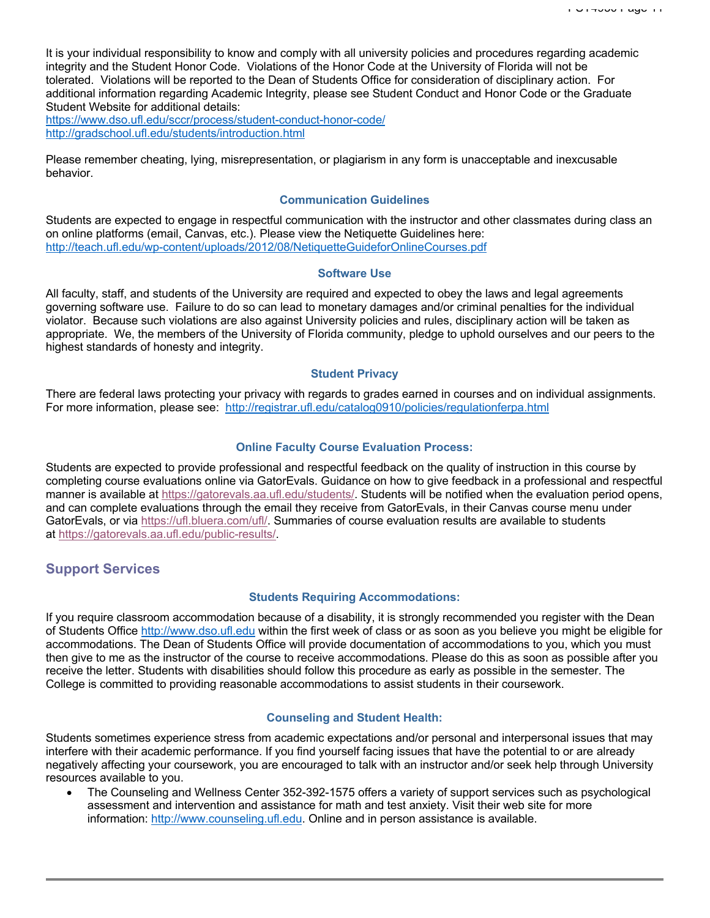It is your individual responsibility to know and comply with all university policies and procedures regarding academic integrity and the Student Honor Code. Violations of the Honor Code at the University of Florida will not be tolerated. Violations will be reported to the Dean of Students Office for consideration of disciplinary action. For additional information regarding Academic Integrity, please see Student Conduct and Honor Code or the Graduate Student Website for additional details:
https://www.dso.ufl.edu/sccr/process/student-conduct-honor-code/
http://gradschool.ufl.edu/students/introduction.html

Please remember cheating, lying, misrepresentation, or plagiarism in any form is unacceptable and inexcusable behavior.

### Communication Guidelines

Students are expected to engage in respectful communication with the instructor and other classmates during class an on online platforms (email, Canvas, etc.). Please view the Netiquette Guidelines here: http://teach.ufl.edu/wp-content/uploads/2012/08/NetiquetteGuideforOnlineCourses.pdf

### Software Use

All faculty, staff, and students of the University are required and expected to obey the laws and legal agreements governing software use. Failure to do so can lead to monetary damages and/or criminal penalties for the individual violator. Because such violations are also against University policies and rules, disciplinary action will be taken as appropriate. We, the members of the University of Florida community, pledge to uphold ourselves and our peers to the highest standards of honesty and integrity.

### Student Privacy

There are federal laws protecting your privacy with regards to grades earned in courses and on individual assignments. For more information, please see: http://registrar.ufl.edu/catalog0910/policies/regulationferpa.html

### Online Faculty Course Evaluation Process:

Students are expected to provide professional and respectful feedback on the quality of instruction in this course by completing course evaluations online via GatorEvals. Guidance on how to give feedback in a professional and respectful manner is available at https://gatorevals.aa.ufl.edu/students/. Students will be notified when the evaluation period opens, and can complete evaluations through the email they receive from GatorEvals, in their Canvas course menu under GatorEvals, or via https://ufl.bluera.com/ufl/. Summaries of course evaluation results are available to students at https://gatorevals.aa.ufl.edu/public-results/.

## Support Services

### Students Requiring Accommodations:

If you require classroom accommodation because of a disability, it is strongly recommended you register with the Dean of Students Office http://www.dso.ufl.edu within the first week of class or as soon as you believe you might be eligible for accommodations. The Dean of Students Office will provide documentation of accommodations to you, which you must then give to me as the instructor of the course to receive accommodations. Please do this as soon as possible after you receive the letter. Students with disabilities should follow this procedure as early as possible in the semester. The College is committed to providing reasonable accommodations to assist students in their coursework.

### Counseling and Student Health:

Students sometimes experience stress from academic expectations and/or personal and interpersonal issues that may interfere with their academic performance. If you find yourself facing issues that have the potential to or are already negatively affecting your coursework, you are encouraged to talk with an instructor and/or seek help through University resources available to you.

- The Counseling and Wellness Center 352-392-1575 offers a variety of support services such as psychological assessment and intervention and assistance for math and test anxiety. Visit their web site for more information: http://www.counseling.ufl.edu. Online and in person assistance is available.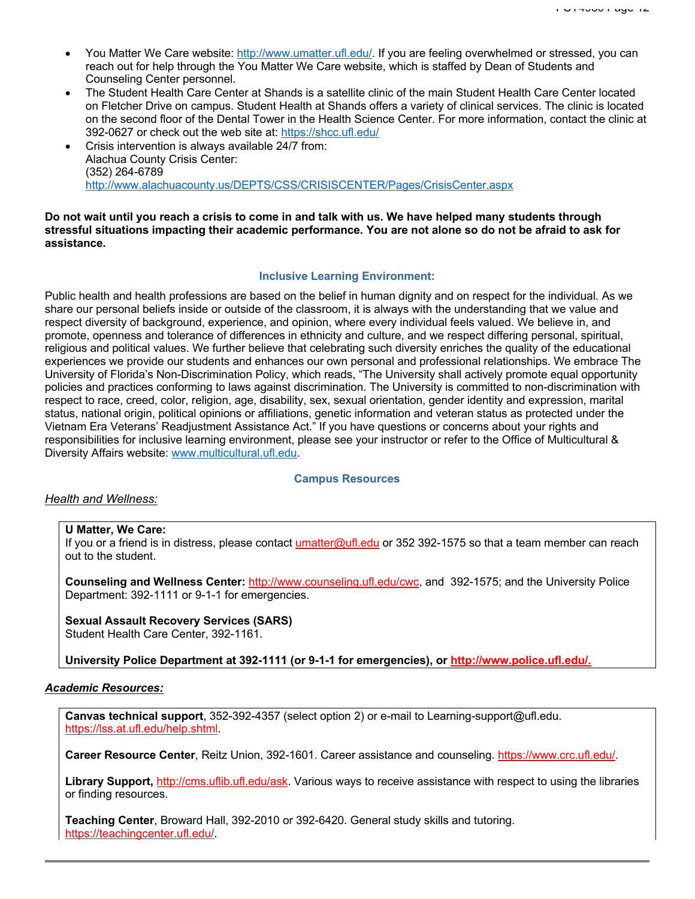- You Matter We Care website: http://www.umatter.ufl.edu/. If you are feeling overwhelmed or stressed, you can reach out for help through the You Matter We Care website, which is staffed by Dean of Students and Counseling Center personnel.
- The Student Health Care Center at Shands is a satellite clinic of the main Student Health Care Center located on Fletcher Drive on campus. Student Health at Shands offers a variety of clinical services. The clinic is located on the second floor of the Dental Tower in the Health Science Center. For more information, contact the clinic at 392-0627 or check out the web site at: https://shcc.ufl.edu/
- Crisis intervention is always available 24/7 from:
  Alachua County Crisis Center:
  (352) 264-6789
  http://www.alachuacounty.us/DEPTS/CSS/CRISISCENTER/Pages/CrisisCenter.aspx

**Do not wait until you reach a crisis to come in and talk with us. We have helped many students through stressful situations impacting their academic performance. You are not alone so do not be afraid to ask for assistance.**

### Inclusive Learning Environment:

Public health and health professions are based on the belief in human dignity and on respect for the individual. As we share our personal beliefs inside or outside of the classroom, it is always with the understanding that we value and respect diversity of background, experience, and opinion, where every individual feels valued. We believe in, and promote, openness and tolerance of differences in ethnicity and culture, and we respect differing personal, spiritual, religious and political values. We further believe that celebrating such diversity enriches the quality of the educational experiences we provide our students and enhances our own personal and professional relationships. We embrace The University of Florida's Non-Discrimination Policy, which reads, "The University shall actively promote equal opportunity policies and practices conforming to laws against discrimination. The University is committed to non-discrimination with respect to race, creed, color, religion, age, disability, sex, sexual orientation, gender identity and expression, marital status, national origin, political opinions or affiliations, genetic information and veteran status as protected under the Vietnam Era Veterans' Readjustment Assistance Act." If you have questions or concerns about your rights and responsibilities for inclusive learning environment, please see your instructor or refer to the Office of Multicultural & Diversity Affairs website: www.multicultural.ufl.edu.

### Campus Resources

*Health and Wellness:*

**U Matter, We Care:**
If you or a friend is in distress, please contact umatter@ufl.edu or 352 392-1575 so that a team member can reach out to the student.

**Counseling and Wellness Center:** http://www.counseling.ufl.edu/cwc, and 392-1575; and the University Police Department: 392-1111 or 9-1-1 for emergencies.

**Sexual Assault Recovery Services (SARS)**
Student Health Care Center, 392-1161.

**University Police Department at 392-1111 (or 9-1-1 for emergencies), or http://www.police.ufl.edu/.**

***Academic Resources:***

**Canvas technical support**, 352-392-4357 (select option 2) or e-mail to Learning-support@ufl.edu. https://lss.at.ufl.edu/help.shtml.

**Career Resource Center**, Reitz Union, 392-1601. Career assistance and counseling. https://www.crc.ufl.edu/.

**Library Support,** http://cms.uflib.ufl.edu/ask. Various ways to receive assistance with respect to using the libraries or finding resources.

**Teaching Center**, Broward Hall, 392-2010 or 392-6420. General study skills and tutoring. https://teachingcenter.ufl.edu/.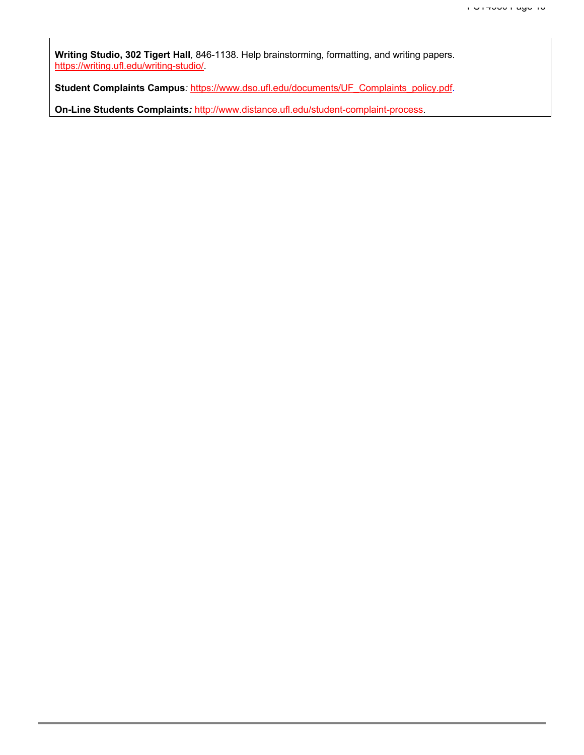**Writing Studio, 302 Tigert Hall**, 846-1138. Help brainstorming, formatting, and writing papers. https://writing.ufl.edu/writing-studio/.

**Student Complaints Campus***:* https://www.dso.ufl.edu/documents/UF_Complaints_policy.pdf.

**On-Line Students Complaints***:* http://www.distance.ufl.edu/student-complaint-process.